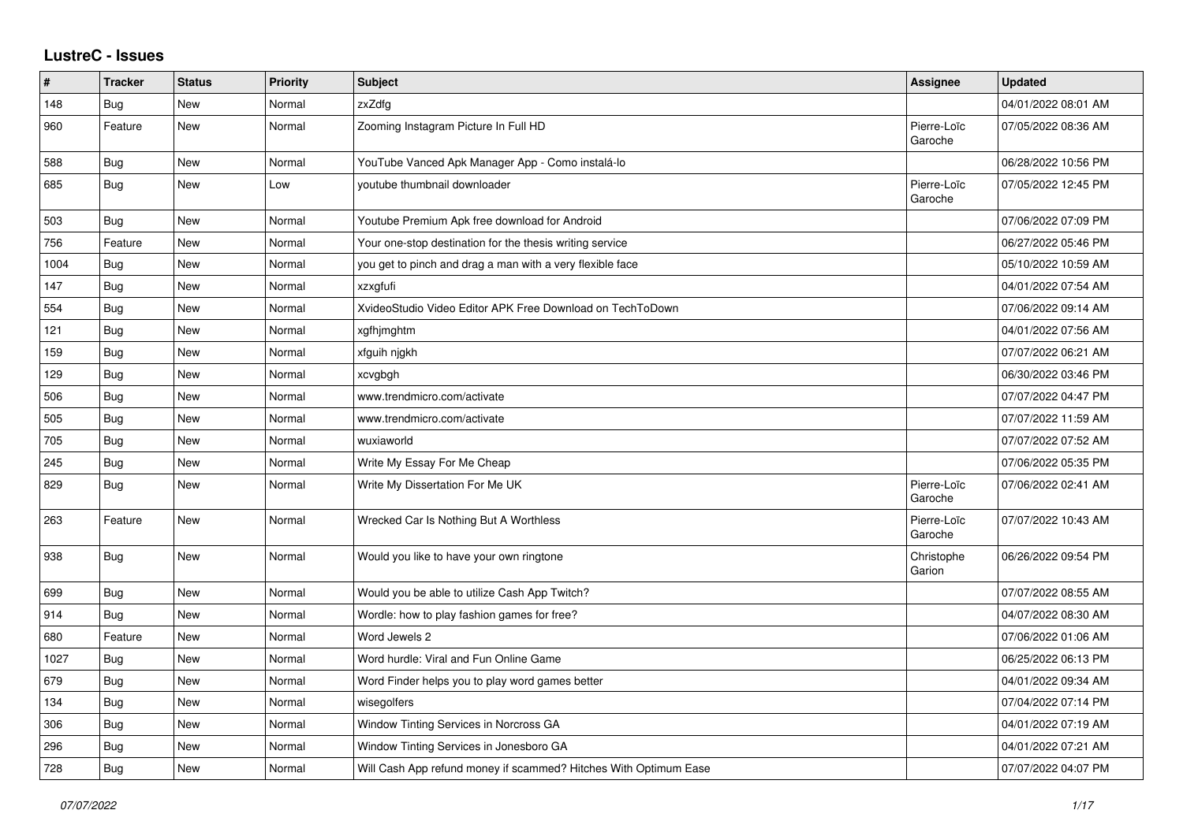# LustreC - Issues

| # | Tracker | Status | Priority | Subject | Assignee | Updated |
|---|---|---|---|---|---|---|
| 148 | Bug | New | Normal | zxZdfg | | 04/01/2022 08:01 AM |
| 960 | Feature | New | Normal | Zooming Instagram Picture In Full HD | Pierre-Loïc Garoche | 07/05/2022 08:36 AM |
| 588 | Bug | New | Normal | YouTube Vanced Apk Manager App - Como instalá-lo | | 06/28/2022 10:56 PM |
| 685 | Bug | New | Low | youtube thumbnail downloader | Pierre-Loïc Garoche | 07/05/2022 12:45 PM |
| 503 | Bug | New | Normal | Youtube Premium Apk free download for Android | | 07/06/2022 07:09 PM |
| 756 | Feature | New | Normal | Your one-stop destination for the thesis writing service | | 06/27/2022 05:46 PM |
| 1004 | Bug | New | Normal | you get to pinch and drag a man with a very flexible face | | 05/10/2022 10:59 AM |
| 147 | Bug | New | Normal | xzxgfufi | | 04/01/2022 07:54 AM |
| 554 | Bug | New | Normal | XvideoStudio Video Editor APK Free Download on TechToDown | | 07/06/2022 09:14 AM |
| 121 | Bug | New | Normal | xgfhjmghtm | | 04/01/2022 07:56 AM |
| 159 | Bug | New | Normal | xfguih njgkh | | 07/07/2022 06:21 AM |
| 129 | Bug | New | Normal | xcvgbgh | | 06/30/2022 03:46 PM |
| 506 | Bug | New | Normal | www.trendmicro.com/activate | | 07/07/2022 04:47 PM |
| 505 | Bug | New | Normal | www.trendmicro.com/activate | | 07/07/2022 11:59 AM |
| 705 | Bug | New | Normal | wuxiaworld | | 07/07/2022 07:52 AM |
| 245 | Bug | New | Normal | Write My Essay For Me Cheap | | 07/06/2022 05:35 PM |
| 829 | Bug | New | Normal | Write My Dissertation For Me UK | Pierre-Loïc Garoche | 07/06/2022 02:41 AM |
| 263 | Feature | New | Normal | Wrecked Car Is Nothing But A Worthless | Pierre-Loïc Garoche | 07/07/2022 10:43 AM |
| 938 | Bug | New | Normal | Would you like to have your own ringtone | Christophe Garion | 06/26/2022 09:54 PM |
| 699 | Bug | New | Normal | Would you be able to utilize Cash App Twitch? | | 07/07/2022 08:55 AM |
| 914 | Bug | New | Normal | Wordle: how to play fashion games for free? | | 04/07/2022 08:30 AM |
| 680 | Feature | New | Normal | Word Jewels 2 | | 07/06/2022 01:06 AM |
| 1027 | Bug | New | Normal | Word hurdle: Viral and Fun Online Game | | 06/25/2022 06:13 PM |
| 679 | Bug | New | Normal | Word Finder helps you to play word games better | | 04/01/2022 09:34 AM |
| 134 | Bug | New | Normal | wisegolfers | | 07/04/2022 07:14 PM |
| 306 | Bug | New | Normal | Window Tinting Services in Norcross GA | | 04/01/2022 07:19 AM |
| 296 | Bug | New | Normal | Window Tinting Services in Jonesboro GA | | 04/01/2022 07:21 AM |
| 728 | Bug | New | Normal | Will Cash App refund money if scammed? Hitches With Optimum Ease | | 07/07/2022 04:07 PM |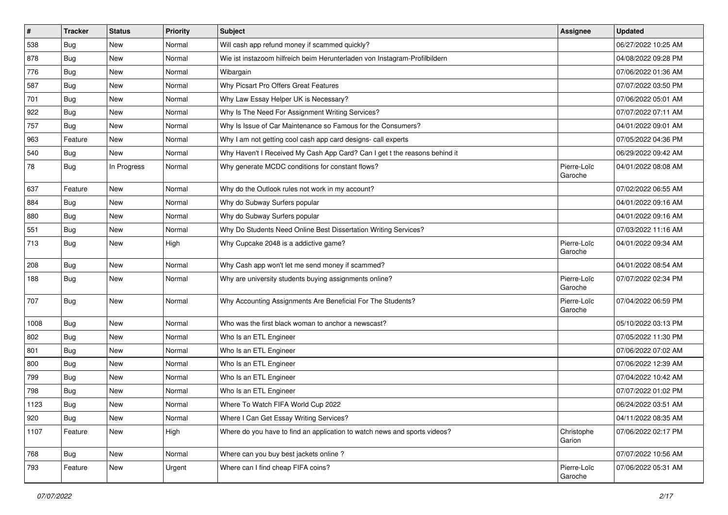| # | Tracker | Status | Priority | Subject | Assignee | Updated |
|---|---|---|---|---|---|---|
| 538 | Bug | New | Normal | Will cash app refund money if scammed quickly? | | 06/27/2022 10:25 AM |
| 878 | Bug | New | Normal | Wie ist instazoom hilfreich beim Herunterladen von Instagram-Profilbildern | | 04/08/2022 09:28 PM |
| 776 | Bug | New | Normal | Wibargain | | 07/06/2022 01:36 AM |
| 587 | Bug | New | Normal | Why Picsart Pro Offers Great Features | | 07/07/2022 03:50 PM |
| 701 | Bug | New | Normal | Why Law Essay Helper UK is Necessary? | | 07/06/2022 05:01 AM |
| 922 | Bug | New | Normal | Why Is The Need For Assignment Writing Services? | | 07/07/2022 07:11 AM |
| 757 | Bug | New | Normal | Why Is Issue of Car Maintenance so Famous for the Consumers? | | 04/01/2022 09:01 AM |
| 963 | Feature | New | Normal | Why I am not getting cool cash app card designs- call experts | | 07/05/2022 04:36 PM |
| 540 | Bug | New | Normal | Why Haven't I Received My Cash App Card? Can I get t the reasons behind it | | 06/29/2022 09:42 AM |
| 78 | Bug | In Progress | Normal | Why generate MCDC conditions for constant flows? | Pierre-Loïc Garoche | 04/01/2022 08:08 AM |
| 637 | Feature | New | Normal | Why do the Outlook rules not work in my account? | | 07/02/2022 06:55 AM |
| 884 | Bug | New | Normal | Why do Subway Surfers popular | | 04/01/2022 09:16 AM |
| 880 | Bug | New | Normal | Why do Subway Surfers popular | | 04/01/2022 09:16 AM |
| 551 | Bug | New | Normal | Why Do Students Need Online Best Dissertation Writing Services? | | 07/03/2022 11:16 AM |
| 713 | Bug | New | High | Why Cupcake 2048 is a addictive game? | Pierre-Loïc Garoche | 04/01/2022 09:34 AM |
| 208 | Bug | New | Normal | Why Cash app won't let me send money if scammed? | | 04/01/2022 08:54 AM |
| 188 | Bug | New | Normal | Why are university students buying assignments online? | Pierre-Loïc Garoche | 07/07/2022 02:34 PM |
| 707 | Bug | New | Normal | Why Accounting Assignments Are Beneficial For The Students? | Pierre-Loïc Garoche | 07/04/2022 06:59 PM |
| 1008 | Bug | New | Normal | Who was the first black woman to anchor a newscast? | | 05/10/2022 03:13 PM |
| 802 | Bug | New | Normal | Who Is an ETL Engineer | | 07/05/2022 11:30 PM |
| 801 | Bug | New | Normal | Who Is an ETL Engineer | | 07/06/2022 07:02 AM |
| 800 | Bug | New | Normal | Who Is an ETL Engineer | | 07/06/2022 12:39 AM |
| 799 | Bug | New | Normal | Who Is an ETL Engineer | | 07/04/2022 10:42 AM |
| 798 | Bug | New | Normal | Who Is an ETL Engineer | | 07/07/2022 01:02 PM |
| 1123 | Bug | New | Normal | Where To Watch FIFA World Cup 2022 | | 06/24/2022 03:51 AM |
| 920 | Bug | New | Normal | Where I Can Get Essay Writing Services? | | 04/11/2022 08:35 AM |
| 1107 | Feature | New | High | Where do you have to find an application to watch news and sports videos? | Christophe Garion | 07/06/2022 02:17 PM |
| 768 | Bug | New | Normal | Where can you buy best jackets online ? | | 07/07/2022 10:56 AM |
| 793 | Feature | New | Urgent | Where can I find cheap FIFA coins? | Pierre-Loïc Garoche | 07/06/2022 05:31 AM |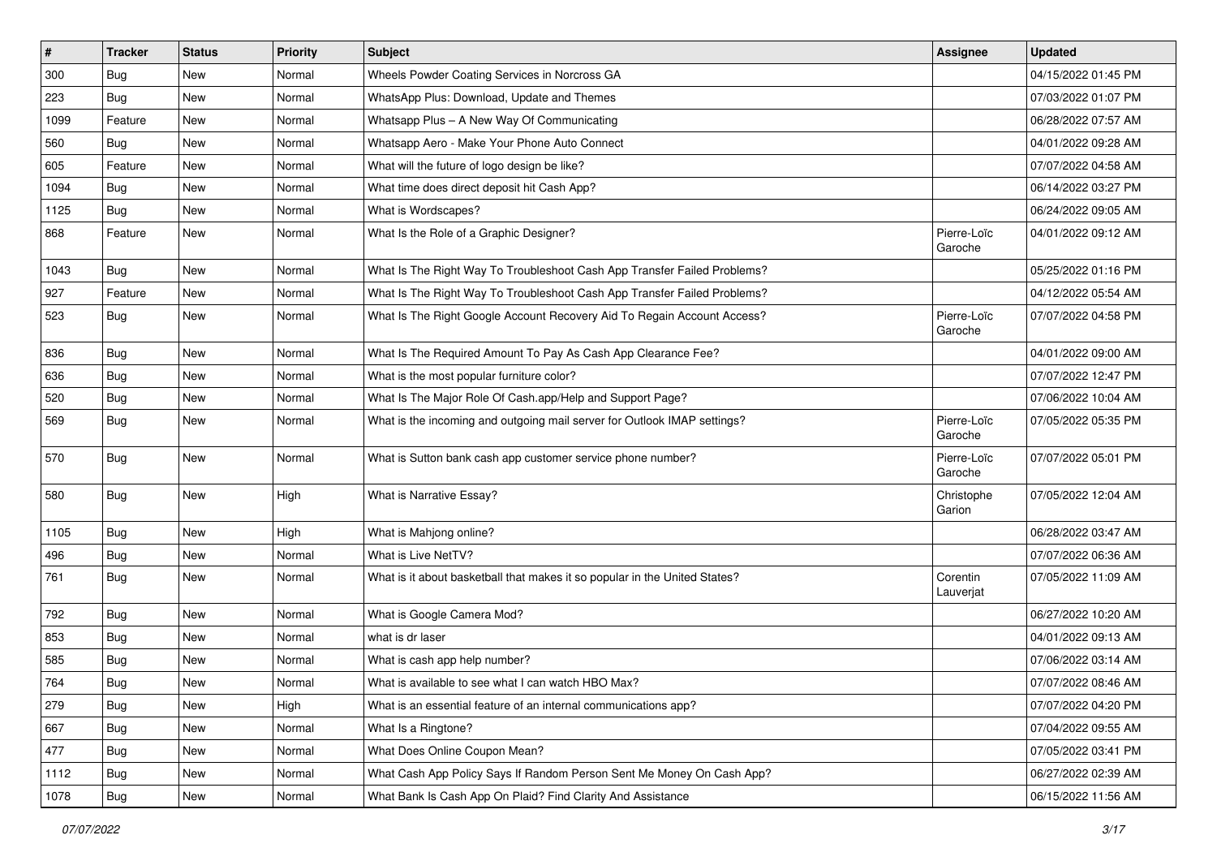| # | Tracker | Status | Priority | Subject | Assignee | Updated |
|---|---|---|---|---|---|---|
| 300 | Bug | New | Normal | Wheels Powder Coating Services in Norcross GA | | 04/15/2022 01:45 PM |
| 223 | Bug | New | Normal | WhatsApp Plus: Download, Update and Themes | | 07/03/2022 01:07 PM |
| 1099 | Feature | New | Normal | Whatsapp Plus – A New Way Of Communicating | | 06/28/2022 07:57 AM |
| 560 | Bug | New | Normal | Whatsapp Aero - Make Your Phone Auto Connect | | 04/01/2022 09:28 AM |
| 605 | Feature | New | Normal | What will the future of logo design be like? | | 07/07/2022 04:58 AM |
| 1094 | Bug | New | Normal | What time does direct deposit hit Cash App? | | 06/14/2022 03:27 PM |
| 1125 | Bug | New | Normal | What is Wordscapes? | | 06/24/2022 09:05 AM |
| 868 | Feature | New | Normal | What Is the Role of a Graphic Designer? | Pierre-Loïc Garoche | 04/01/2022 09:12 AM |
| 1043 | Bug | New | Normal | What Is The Right Way To Troubleshoot Cash App Transfer Failed Problems? | | 05/25/2022 01:16 PM |
| 927 | Feature | New | Normal | What Is The Right Way To Troubleshoot Cash App Transfer Failed Problems? | | 04/12/2022 05:54 AM |
| 523 | Bug | New | Normal | What Is The Right Google Account Recovery Aid To Regain Account Access? | Pierre-Loïc Garoche | 07/07/2022 04:58 PM |
| 836 | Bug | New | Normal | What Is The Required Amount To Pay As Cash App Clearance Fee? | | 04/01/2022 09:00 AM |
| 636 | Bug | New | Normal | What is the most popular furniture color? | | 07/07/2022 12:47 PM |
| 520 | Bug | New | Normal | What Is The Major Role Of Cash.app/Help and Support Page? | | 07/06/2022 10:04 AM |
| 569 | Bug | New | Normal | What is the incoming and outgoing mail server for Outlook IMAP settings? | Pierre-Loïc Garoche | 07/05/2022 05:35 PM |
| 570 | Bug | New | Normal | What is Sutton bank cash app customer service phone number? | Pierre-Loïc Garoche | 07/07/2022 05:01 PM |
| 580 | Bug | New | High | What is Narrative Essay? | Christophe Garion | 07/05/2022 12:04 AM |
| 1105 | Bug | New | High | What is Mahjong online? | | 06/28/2022 03:47 AM |
| 496 | Bug | New | Normal | What is Live NetTV? | | 07/07/2022 06:36 AM |
| 761 | Bug | New | Normal | What is it about basketball that makes it so popular in the United States? | Corentin Lauverjat | 07/05/2022 11:09 AM |
| 792 | Bug | New | Normal | What is Google Camera Mod? | | 06/27/2022 10:20 AM |
| 853 | Bug | New | Normal | what is dr laser | | 04/01/2022 09:13 AM |
| 585 | Bug | New | Normal | What is cash app help number? | | 07/06/2022 03:14 AM |
| 764 | Bug | New | Normal | What is available to see what I can watch HBO Max? | | 07/07/2022 08:46 AM |
| 279 | Bug | New | High | What is an essential feature of an internal communications app? | | 07/07/2022 04:20 PM |
| 667 | Bug | New | Normal | What Is a Ringtone? | | 07/04/2022 09:55 AM |
| 477 | Bug | New | Normal | What Does Online Coupon Mean? | | 07/05/2022 03:41 PM |
| 1112 | Bug | New | Normal | What Cash App Policy Says If Random Person Sent Me Money On Cash App? | | 06/27/2022 02:39 AM |
| 1078 | Bug | New | Normal | What Bank Is Cash App On Plaid? Find Clarity And Assistance | | 06/15/2022 11:56 AM |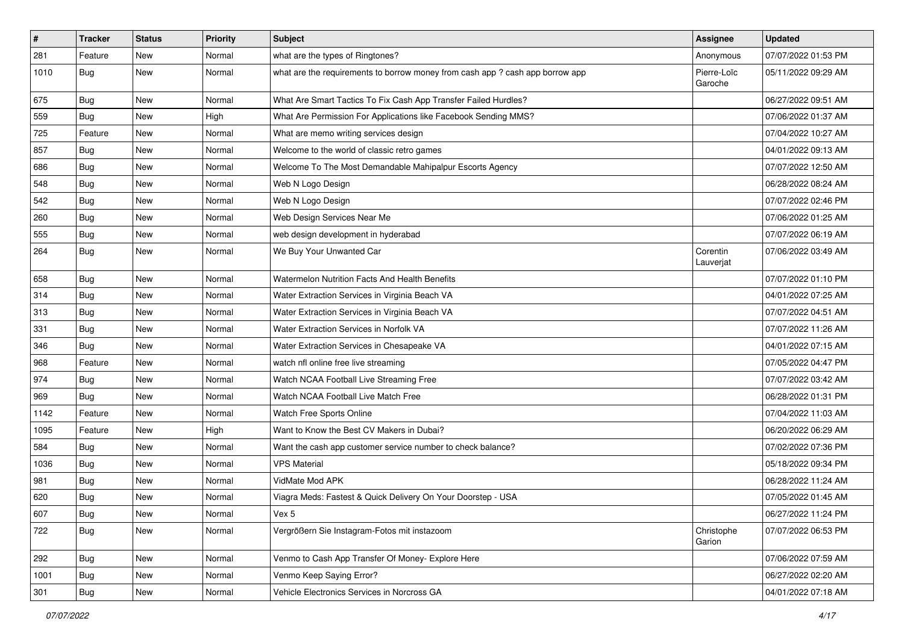| # | Tracker | Status | Priority | Subject | Assignee | Updated |
|---|---|---|---|---|---|---|
| 281 | Feature | New | Normal | what are the types of Ringtones? | Anonymous | 07/07/2022 01:53 PM |
| 1010 | Bug | New | Normal | what are the requirements to borrow money from cash app ? cash app borrow app | Pierre-Loïc Garoche | 05/11/2022 09:29 AM |
| 675 | Bug | New | Normal | What Are Smart Tactics To Fix Cash App Transfer Failed Hurdles? | | 06/27/2022 09:51 AM |
| 559 | Bug | New | High | What Are Permission For Applications like Facebook Sending MMS? | | 07/06/2022 01:37 AM |
| 725 | Feature | New | Normal | What are memo writing services design | | 07/04/2022 10:27 AM |
| 857 | Bug | New | Normal | Welcome to the world of classic retro games | | 04/01/2022 09:13 AM |
| 686 | Bug | New | Normal | Welcome To The Most Demandable Mahipalpur Escorts Agency | | 07/07/2022 12:50 AM |
| 548 | Bug | New | Normal | Web N Logo Design | | 06/28/2022 08:24 AM |
| 542 | Bug | New | Normal | Web N Logo Design | | 07/07/2022 02:46 PM |
| 260 | Bug | New | Normal | Web Design Services Near Me | | 07/06/2022 01:25 AM |
| 555 | Bug | New | Normal | web design development in hyderabad | | 07/07/2022 06:19 AM |
| 264 | Bug | New | Normal | We Buy Your Unwanted Car | Corentin Lauverjat | 07/06/2022 03:49 AM |
| 658 | Bug | New | Normal | Watermelon Nutrition Facts And Health Benefits | | 07/07/2022 01:10 PM |
| 314 | Bug | New | Normal | Water Extraction Services in Virginia Beach VA | | 04/01/2022 07:25 AM |
| 313 | Bug | New | Normal | Water Extraction Services in Virginia Beach VA | | 07/07/2022 04:51 AM |
| 331 | Bug | New | Normal | Water Extraction Services in Norfolk VA | | 07/07/2022 11:26 AM |
| 346 | Bug | New | Normal | Water Extraction Services in Chesapeake VA | | 04/01/2022 07:15 AM |
| 968 | Feature | New | Normal | watch nfl online free live streaming | | 07/05/2022 04:47 PM |
| 974 | Bug | New | Normal | Watch NCAA Football Live Streaming Free | | 07/07/2022 03:42 AM |
| 969 | Bug | New | Normal | Watch NCAA Football Live Match Free | | 06/28/2022 01:31 PM |
| 1142 | Feature | New | Normal | Watch Free Sports Online | | 07/04/2022 11:03 AM |
| 1095 | Feature | New | High | Want to Know the Best CV Makers in Dubai? | | 06/20/2022 06:29 AM |
| 584 | Bug | New | Normal | Want the cash app customer service number to check balance? | | 07/02/2022 07:36 PM |
| 1036 | Bug | New | Normal | VPS Material | | 05/18/2022 09:34 PM |
| 981 | Bug | New | Normal | VidMate Mod APK | | 06/28/2022 11:24 AM |
| 620 | Bug | New | Normal | Viagra Meds: Fastest & Quick Delivery On Your Doorstep - USA | | 07/05/2022 01:45 AM |
| 607 | Bug | New | Normal | Vex 5 | | 06/27/2022 11:24 PM |
| 722 | Bug | New | Normal | Vergrößern Sie Instagram-Fotos mit instazoom | Christophe Garion | 07/07/2022 06:53 PM |
| 292 | Bug | New | Normal | Venmo to Cash App Transfer Of Money- Explore Here | | 07/06/2022 07:59 AM |
| 1001 | Bug | New | Normal | Venmo Keep Saying Error? | | 06/27/2022 02:20 AM |
| 301 | Bug | New | Normal | Vehicle Electronics Services in Norcross GA | | 04/01/2022 07:18 AM |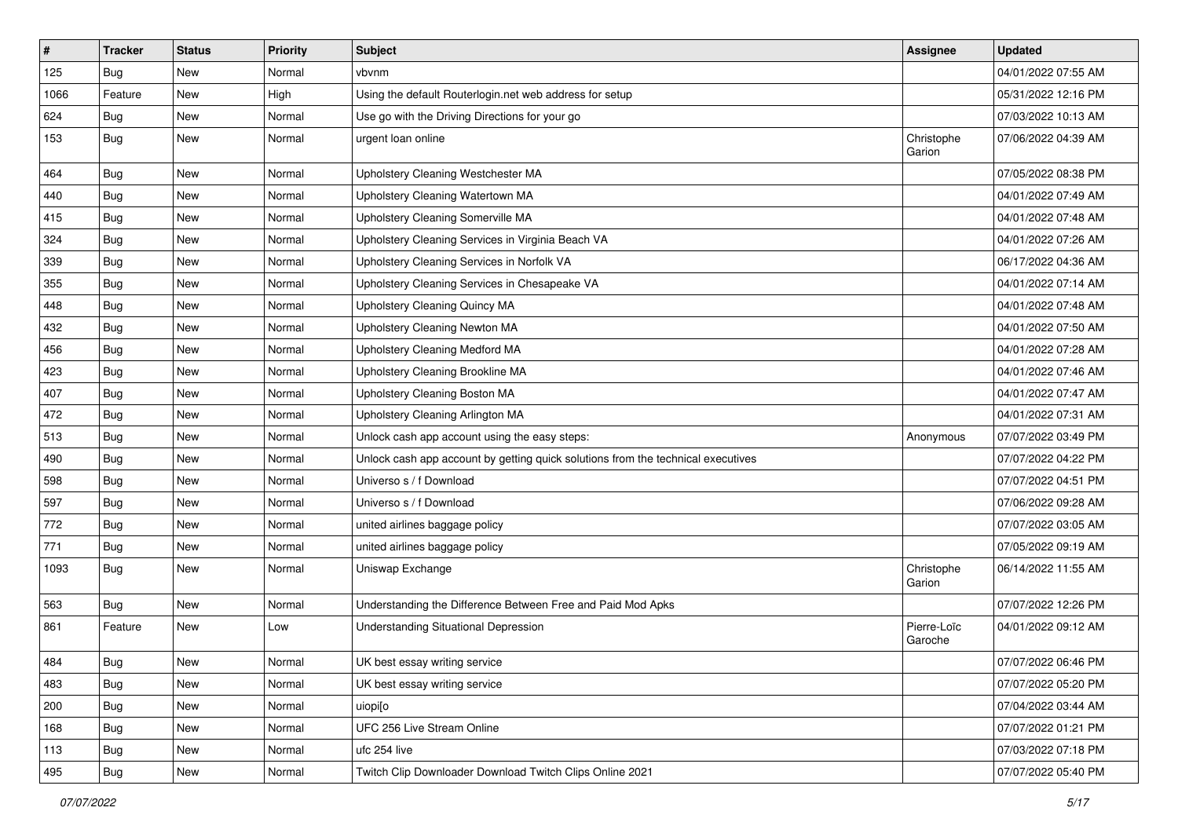| # | Tracker | Status | Priority | Subject | Assignee | Updated |
|---|---|---|---|---|---|---|
| 125 | Bug | New | Normal | vbvnm | | 04/01/2022 07:55 AM |
| 1066 | Feature | New | High | Using the default Routerlogin.net web address for setup | | 05/31/2022 12:16 PM |
| 624 | Bug | New | Normal | Use go with the Driving Directions for your go | | 07/03/2022 10:13 AM |
| 153 | Bug | New | Normal | urgent loan online | Christophe Garion | 07/06/2022 04:39 AM |
| 464 | Bug | New | Normal | Upholstery Cleaning Westchester MA | | 07/05/2022 08:38 PM |
| 440 | Bug | New | Normal | Upholstery Cleaning Watertown MA | | 04/01/2022 07:49 AM |
| 415 | Bug | New | Normal | Upholstery Cleaning Somerville MA | | 04/01/2022 07:48 AM |
| 324 | Bug | New | Normal | Upholstery Cleaning Services in Virginia Beach VA | | 04/01/2022 07:26 AM |
| 339 | Bug | New | Normal | Upholstery Cleaning Services in Norfolk VA | | 06/17/2022 04:36 AM |
| 355 | Bug | New | Normal | Upholstery Cleaning Services in Chesapeake VA | | 04/01/2022 07:14 AM |
| 448 | Bug | New | Normal | Upholstery Cleaning Quincy MA | | 04/01/2022 07:48 AM |
| 432 | Bug | New | Normal | Upholstery Cleaning Newton MA | | 04/01/2022 07:50 AM |
| 456 | Bug | New | Normal | Upholstery Cleaning Medford MA | | 04/01/2022 07:28 AM |
| 423 | Bug | New | Normal | Upholstery Cleaning Brookline MA | | 04/01/2022 07:46 AM |
| 407 | Bug | New | Normal | Upholstery Cleaning Boston MA | | 04/01/2022 07:47 AM |
| 472 | Bug | New | Normal | Upholstery Cleaning Arlington MA | | 04/01/2022 07:31 AM |
| 513 | Bug | New | Normal | Unlock cash app account using the easy steps: | Anonymous | 07/07/2022 03:49 PM |
| 490 | Bug | New | Normal | Unlock cash app account by getting quick solutions from the technical executives | | 07/07/2022 04:22 PM |
| 598 | Bug | New | Normal | Universo s / f Download | | 07/07/2022 04:51 PM |
| 597 | Bug | New | Normal | Universo s / f Download | | 07/06/2022 09:28 AM |
| 772 | Bug | New | Normal | united airlines baggage policy | | 07/07/2022 03:05 AM |
| 771 | Bug | New | Normal | united airlines baggage policy | | 07/05/2022 09:19 AM |
| 1093 | Bug | New | Normal | Uniswap Exchange | Christophe Garion | 06/14/2022 11:55 AM |
| 563 | Bug | New | Normal | Understanding the Difference Between Free and Paid Mod Apks | | 07/07/2022 12:26 PM |
| 861 | Feature | New | Low | Understanding Situational Depression | Pierre-Loïc Garoche | 04/01/2022 09:12 AM |
| 484 | Bug | New | Normal | UK best essay writing service | | 07/07/2022 06:46 PM |
| 483 | Bug | New | Normal | UK best essay writing service | | 07/07/2022 05:20 PM |
| 200 | Bug | New | Normal | uiopi[o | | 07/04/2022 03:44 AM |
| 168 | Bug | New | Normal | UFC 256 Live Stream Online | | 07/07/2022 01:21 PM |
| 113 | Bug | New | Normal | ufc 254 live | | 07/03/2022 07:18 PM |
| 495 | Bug | New | Normal | Twitch Clip Downloader Download Twitch Clips Online 2021 | | 07/07/2022 05:40 PM |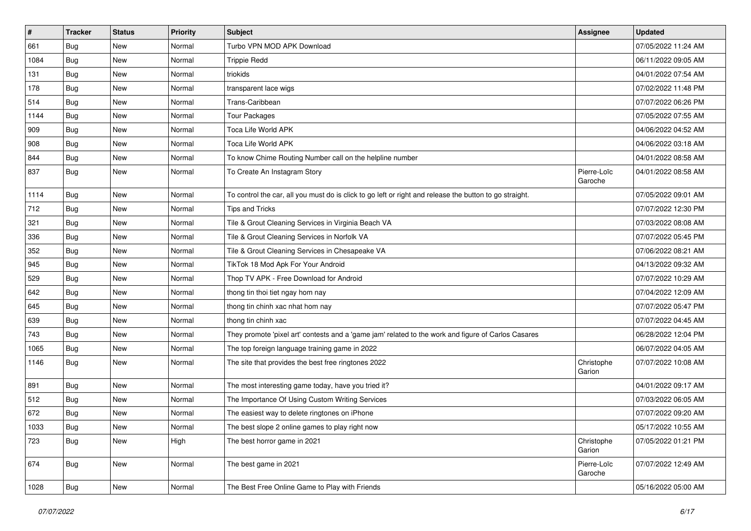| # | Tracker | Status | Priority | Subject | Assignee | Updated |
|---|---|---|---|---|---|---|
| 661 | Bug | New | Normal | Turbo VPN MOD APK Download | | 07/05/2022 11:24 AM |
| 1084 | Bug | New | Normal | Trippie Redd | | 06/11/2022 09:05 AM |
| 131 | Bug | New | Normal | triokids | | 04/01/2022 07:54 AM |
| 178 | Bug | New | Normal | transparent lace wigs | | 07/02/2022 11:48 PM |
| 514 | Bug | New | Normal | Trans-Caribbean | | 07/07/2022 06:26 PM |
| 1144 | Bug | New | Normal | Tour Packages | | 07/05/2022 07:55 AM |
| 909 | Bug | New | Normal | Toca Life World APK | | 04/06/2022 04:52 AM |
| 908 | Bug | New | Normal | Toca Life World APK | | 04/06/2022 03:18 AM |
| 844 | Bug | New | Normal | To know Chime Routing Number call on the helpline number | | 04/01/2022 08:58 AM |
| 837 | Bug | New | Normal | To Create An Instagram Story | Pierre-Loïc Garoche | 04/01/2022 08:58 AM |
| 1114 | Bug | New | Normal | To control the car, all you must do is click to go left or right and release the button to go straight. | | 07/05/2022 09:01 AM |
| 712 | Bug | New | Normal | Tips and Tricks | | 07/07/2022 12:30 PM |
| 321 | Bug | New | Normal | Tile & Grout Cleaning Services in Virginia Beach VA | | 07/03/2022 08:08 AM |
| 336 | Bug | New | Normal | Tile & Grout Cleaning Services in Norfolk VA | | 07/07/2022 05:45 PM |
| 352 | Bug | New | Normal | Tile & Grout Cleaning Services in Chesapeake VA | | 07/06/2022 08:21 AM |
| 945 | Bug | New | Normal | TikTok 18 Mod Apk For Your Android | | 04/13/2022 09:32 AM |
| 529 | Bug | New | Normal | Thop TV APK - Free Download for Android | | 07/07/2022 10:29 AM |
| 642 | Bug | New | Normal | thong tin thoi tiet ngay hom nay | | 07/04/2022 12:09 AM |
| 645 | Bug | New | Normal | thong tin chinh xac nhat hom nay | | 07/07/2022 05:47 PM |
| 639 | Bug | New | Normal | thong tin chinh xac | | 07/07/2022 04:45 AM |
| 743 | Bug | New | Normal | They promote 'pixel art' contests and a 'game jam' related to the work and figure of Carlos Casares | | 06/28/2022 12:04 PM |
| 1065 | Bug | New | Normal | The top foreign language training game in 2022 | | 06/07/2022 04:05 AM |
| 1146 | Bug | New | Normal | The site that provides the best free ringtones 2022 | Christophe Garion | 07/07/2022 10:08 AM |
| 891 | Bug | New | Normal | The most interesting game today, have you tried it? | | 04/01/2022 09:17 AM |
| 512 | Bug | New | Normal | The Importance Of Using Custom Writing Services | | 07/03/2022 06:05 AM |
| 672 | Bug | New | Normal | The easiest way to delete ringtones on iPhone | | 07/07/2022 09:20 AM |
| 1033 | Bug | New | Normal | The best slope 2 online games to play right now | | 05/17/2022 10:55 AM |
| 723 | Bug | New | High | The best horror game in 2021 | Christophe Garion | 07/05/2022 01:21 PM |
| 674 | Bug | New | Normal | The best game in 2021 | Pierre-Loïc Garoche | 07/07/2022 12:49 AM |
| 1028 | Bug | New | Normal | The Best Free Online Game to Play with Friends | | 05/16/2022 05:00 AM |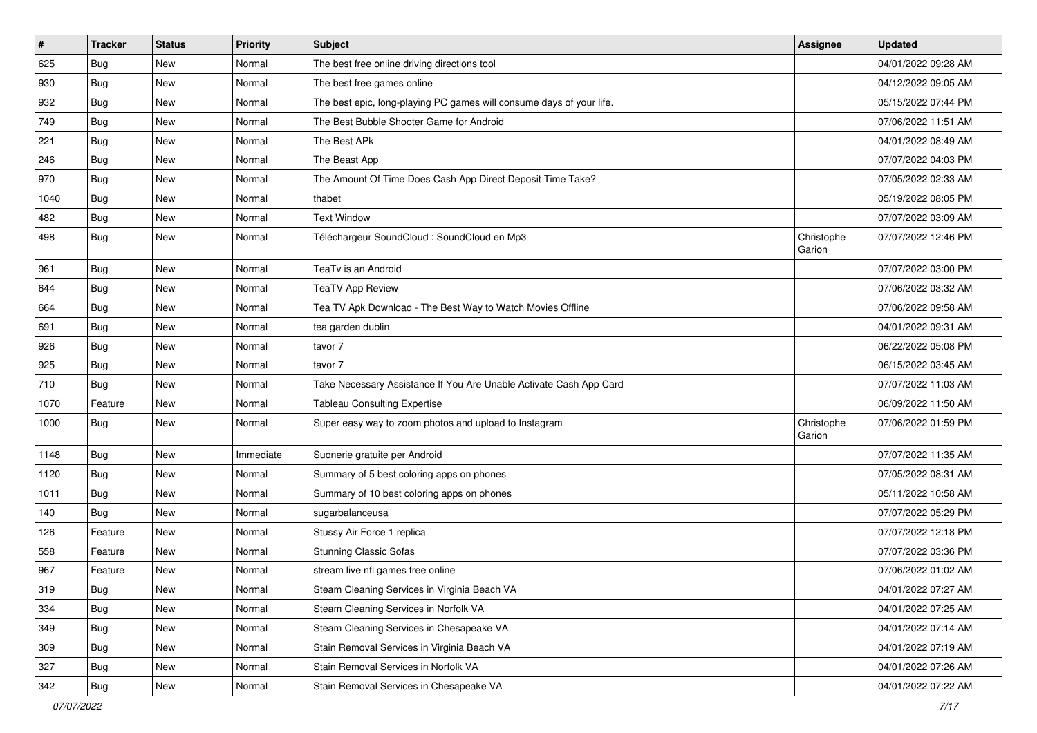| # | Tracker | Status | Priority | Subject | Assignee | Updated |
| --- | --- | --- | --- | --- | --- | --- |
| 625 | Bug | New | Normal | The best free online driving directions tool | | 04/01/2022 09:28 AM |
| 930 | Bug | New | Normal | The best free games online | | 04/12/2022 09:05 AM |
| 932 | Bug | New | Normal | The best epic, long-playing PC games will consume days of your life. | | 05/15/2022 07:44 PM |
| 749 | Bug | New | Normal | The Best Bubble Shooter Game for Android | | 07/06/2022 11:51 AM |
| 221 | Bug | New | Normal | The Best APk | | 04/01/2022 08:49 AM |
| 246 | Bug | New | Normal | The Beast App | | 07/07/2022 04:03 PM |
| 970 | Bug | New | Normal | The Amount Of Time Does Cash App Direct Deposit Time Take? | | 07/05/2022 02:33 AM |
| 1040 | Bug | New | Normal | thabet | | 05/19/2022 08:05 PM |
| 482 | Bug | New | Normal | Text Window | | 07/07/2022 03:09 AM |
| 498 | Bug | New | Normal | Téléchargeur SoundCloud : SoundCloud en Mp3 | Christophe Garion | 07/07/2022 12:46 PM |
| 961 | Bug | New | Normal | TeaTv is an Android | | 07/07/2022 03:00 PM |
| 644 | Bug | New | Normal | TeaTV App Review | | 07/06/2022 03:32 AM |
| 664 | Bug | New | Normal | Tea TV Apk Download - The Best Way to Watch Movies Offline | | 07/06/2022 09:58 AM |
| 691 | Bug | New | Normal | tea garden dublin | | 04/01/2022 09:31 AM |
| 926 | Bug | New | Normal | tavor 7 | | 06/22/2022 05:08 PM |
| 925 | Bug | New | Normal | tavor 7 | | 06/15/2022 03:45 AM |
| 710 | Bug | New | Normal | Take Necessary Assistance If You Are Unable Activate Cash App Card | | 07/07/2022 11:03 AM |
| 1070 | Feature | New | Normal | Tableau Consulting Expertise | | 06/09/2022 11:50 AM |
| 1000 | Bug | New | Normal | Super easy way to zoom photos and upload to Instagram | Christophe Garion | 07/06/2022 01:59 PM |
| 1148 | Bug | New | Immediate | Suonerie gratuite per Android | | 07/07/2022 11:35 AM |
| 1120 | Bug | New | Normal | Summary of 5 best coloring apps on phones | | 07/05/2022 08:31 AM |
| 1011 | Bug | New | Normal | Summary of 10 best coloring apps on phones | | 05/11/2022 10:58 AM |
| 140 | Bug | New | Normal | sugarbalanceusa | | 07/07/2022 05:29 PM |
| 126 | Feature | New | Normal | Stussy Air Force 1 replica | | 07/07/2022 12:18 PM |
| 558 | Feature | New | Normal | Stunning Classic Sofas | | 07/07/2022 03:36 PM |
| 967 | Feature | New | Normal | stream live nfl games free online | | 07/06/2022 01:02 AM |
| 319 | Bug | New | Normal | Steam Cleaning Services in Virginia Beach VA | | 04/01/2022 07:27 AM |
| 334 | Bug | New | Normal | Steam Cleaning Services in Norfolk VA | | 04/01/2022 07:25 AM |
| 349 | Bug | New | Normal | Steam Cleaning Services in Chesapeake VA | | 04/01/2022 07:14 AM |
| 309 | Bug | New | Normal | Stain Removal Services in Virginia Beach VA | | 04/01/2022 07:19 AM |
| 327 | Bug | New | Normal | Stain Removal Services in Norfolk VA | | 04/01/2022 07:26 AM |
| 342 | Bug | New | Normal | Stain Removal Services in Chesapeake VA | | 04/01/2022 07:22 AM |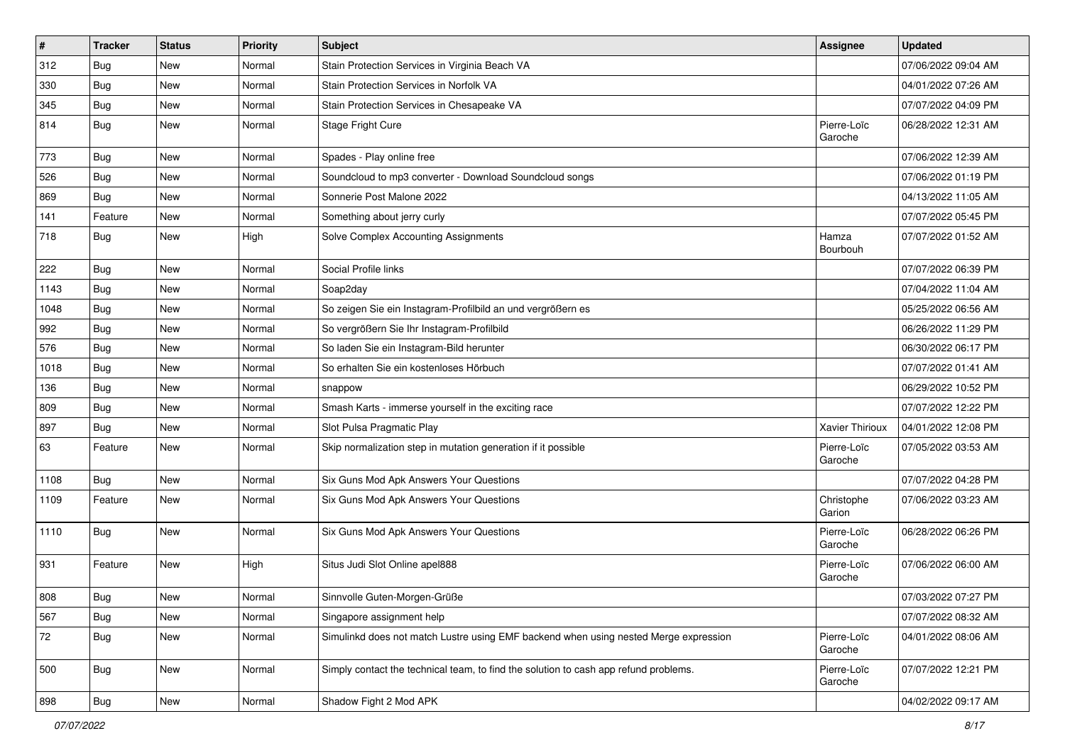| # | Tracker | Status | Priority | Subject | Assignee | Updated |
|---|---|---|---|---|---|---|
| 312 | Bug | New | Normal | Stain Protection Services in Virginia Beach VA | | 07/06/2022 09:04 AM |
| 330 | Bug | New | Normal | Stain Protection Services in Norfolk VA | | 04/01/2022 07:26 AM |
| 345 | Bug | New | Normal | Stain Protection Services in Chesapeake VA | | 07/07/2022 04:09 PM |
| 814 | Bug | New | Normal | Stage Fright Cure | Pierre-Loïc Garoche | 06/28/2022 12:31 AM |
| 773 | Bug | New | Normal | Spades - Play online free | | 07/06/2022 12:39 AM |
| 526 | Bug | New | Normal | Soundcloud to mp3 converter - Download Soundcloud songs | | 07/06/2022 01:19 PM |
| 869 | Bug | New | Normal | Sonnerie Post Malone 2022 | | 04/13/2022 11:05 AM |
| 141 | Feature | New | Normal | Something about jerry curly | | 07/07/2022 05:45 PM |
| 718 | Bug | New | High | Solve Complex Accounting Assignments | Hamza Bourbouh | 07/07/2022 01:52 AM |
| 222 | Bug | New | Normal | Social Profile links | | 07/07/2022 06:39 PM |
| 1143 | Bug | New | Normal | Soap2day | | 07/04/2022 11:04 AM |
| 1048 | Bug | New | Normal | So zeigen Sie ein Instagram-Profilbild an und vergrößern es | | 05/25/2022 06:56 AM |
| 992 | Bug | New | Normal | So vergrößern Sie Ihr Instagram-Profilbild | | 06/26/2022 11:29 PM |
| 576 | Bug | New | Normal | So laden Sie ein Instagram-Bild herunter | | 06/30/2022 06:17 PM |
| 1018 | Bug | New | Normal | So erhalten Sie ein kostenloses Hörbuch | | 07/07/2022 01:41 AM |
| 136 | Bug | New | Normal | snappow | | 06/29/2022 10:52 PM |
| 809 | Bug | New | Normal | Smash Karts - immerse yourself in the exciting race | | 07/07/2022 12:22 PM |
| 897 | Bug | New | Normal | Slot Pulsa Pragmatic Play | Xavier Thirioux | 04/01/2022 12:08 PM |
| 63 | Feature | New | Normal | Skip normalization step in mutation generation if it possible | Pierre-Loïc Garoche | 07/05/2022 03:53 AM |
| 1108 | Bug | New | Normal | Six Guns Mod Apk Answers Your Questions | | 07/07/2022 04:28 PM |
| 1109 | Feature | New | Normal | Six Guns Mod Apk Answers Your Questions | Christophe Garion | 07/06/2022 03:23 AM |
| 1110 | Bug | New | Normal | Six Guns Mod Apk Answers Your Questions | Pierre-Loïc Garoche | 06/28/2022 06:26 PM |
| 931 | Feature | New | High | Situs Judi Slot Online apel888 | Pierre-Loïc Garoche | 07/06/2022 06:00 AM |
| 808 | Bug | New | Normal | Sinnvolle Guten-Morgen-Grüße | | 07/03/2022 07:27 PM |
| 567 | Bug | New | Normal | Singapore assignment help | | 07/07/2022 08:32 AM |
| 72 | Bug | New | Normal | Simulinkd does not match Lustre using EMF backend when using nested Merge expression | Pierre-Loïc Garoche | 04/01/2022 08:06 AM |
| 500 | Bug | New | Normal | Simply contact the technical team, to find the solution to cash app refund problems. | Pierre-Loïc Garoche | 07/07/2022 12:21 PM |
| 898 | Bug | New | Normal | Shadow Fight 2 Mod APK | | 04/02/2022 09:17 AM |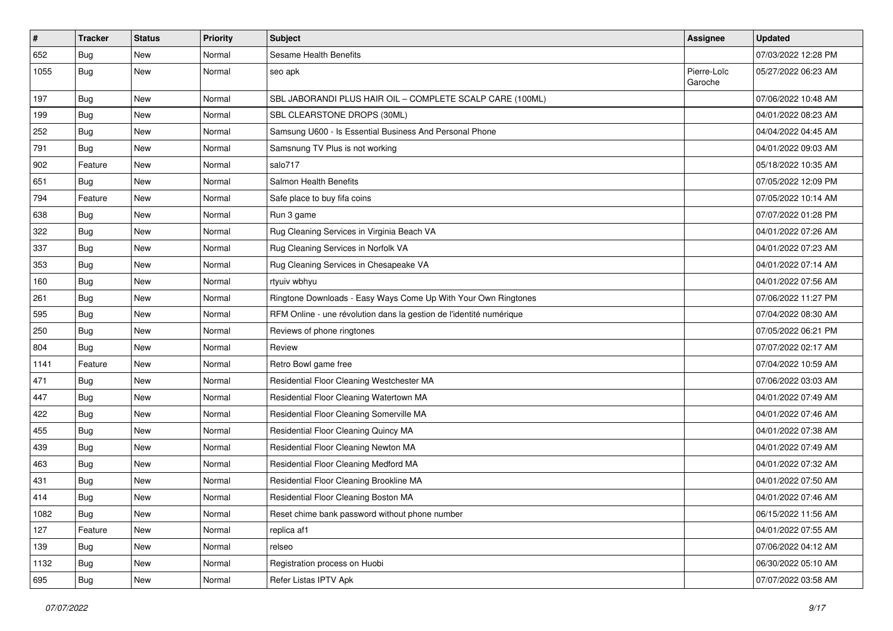| # | Tracker | Status | Priority | Subject | Assignee | Updated |
|---|---|---|---|---|---|---|
| 652 | Bug | New | Normal | Sesame Health Benefits | | 07/03/2022 12:28 PM |
| 1055 | Bug | New | Normal | seo apk | Pierre-Loïc Garoche | 05/27/2022 06:23 AM |
| 197 | Bug | New | Normal | SBL JABORANDI PLUS HAIR OIL – COMPLETE SCALP CARE (100ML) | | 07/06/2022 10:48 AM |
| 199 | Bug | New | Normal | SBL CLEARSTONE DROPS (30ML) | | 04/01/2022 08:23 AM |
| 252 | Bug | New | Normal | Samsung U600 - Is Essential Business And Personal Phone | | 04/04/2022 04:45 AM |
| 791 | Bug | New | Normal | Samsnung TV Plus is not working | | 04/01/2022 09:03 AM |
| 902 | Feature | New | Normal | salo717 | | 05/18/2022 10:35 AM |
| 651 | Bug | New | Normal | Salmon Health Benefits | | 07/05/2022 12:09 PM |
| 794 | Feature | New | Normal | Safe place to buy fifa coins | | 07/05/2022 10:14 AM |
| 638 | Bug | New | Normal | Run 3 game | | 07/07/2022 01:28 PM |
| 322 | Bug | New | Normal | Rug Cleaning Services in Virginia Beach VA | | 04/01/2022 07:26 AM |
| 337 | Bug | New | Normal | Rug Cleaning Services in Norfolk VA | | 04/01/2022 07:23 AM |
| 353 | Bug | New | Normal | Rug Cleaning Services in Chesapeake VA | | 04/01/2022 07:14 AM |
| 160 | Bug | New | Normal | rtyuiv wbhyu | | 04/01/2022 07:56 AM |
| 261 | Bug | New | Normal | Ringtone Downloads - Easy Ways Come Up With Your Own Ringtones | | 07/06/2022 11:27 PM |
| 595 | Bug | New | Normal | RFM Online - une révolution dans la gestion de l'identité numérique | | 07/04/2022 08:30 AM |
| 250 | Bug | New | Normal | Reviews of phone ringtones | | 07/05/2022 06:21 PM |
| 804 | Bug | New | Normal | Review | | 07/07/2022 02:17 AM |
| 1141 | Feature | New | Normal | Retro Bowl game free | | 07/04/2022 10:59 AM |
| 471 | Bug | New | Normal | Residential Floor Cleaning Westchester MA | | 07/06/2022 03:03 AM |
| 447 | Bug | New | Normal | Residential Floor Cleaning Watertown MA | | 04/01/2022 07:49 AM |
| 422 | Bug | New | Normal | Residential Floor Cleaning Somerville MA | | 04/01/2022 07:46 AM |
| 455 | Bug | New | Normal | Residential Floor Cleaning Quincy MA | | 04/01/2022 07:38 AM |
| 439 | Bug | New | Normal | Residential Floor Cleaning Newton MA | | 04/01/2022 07:49 AM |
| 463 | Bug | New | Normal | Residential Floor Cleaning Medford MA | | 04/01/2022 07:32 AM |
| 431 | Bug | New | Normal | Residential Floor Cleaning Brookline MA | | 04/01/2022 07:50 AM |
| 414 | Bug | New | Normal | Residential Floor Cleaning Boston MA | | 04/01/2022 07:46 AM |
| 1082 | Bug | New | Normal | Reset chime bank password without phone number | | 06/15/2022 11:56 AM |
| 127 | Feature | New | Normal | replica af1 | | 04/01/2022 07:55 AM |
| 139 | Bug | New | Normal | relseo | | 07/06/2022 04:12 AM |
| 1132 | Bug | New | Normal | Registration process on Huobi | | 06/30/2022 05:10 AM |
| 695 | Bug | New | Normal | Refer Listas IPTV Apk | | 07/07/2022 03:58 AM |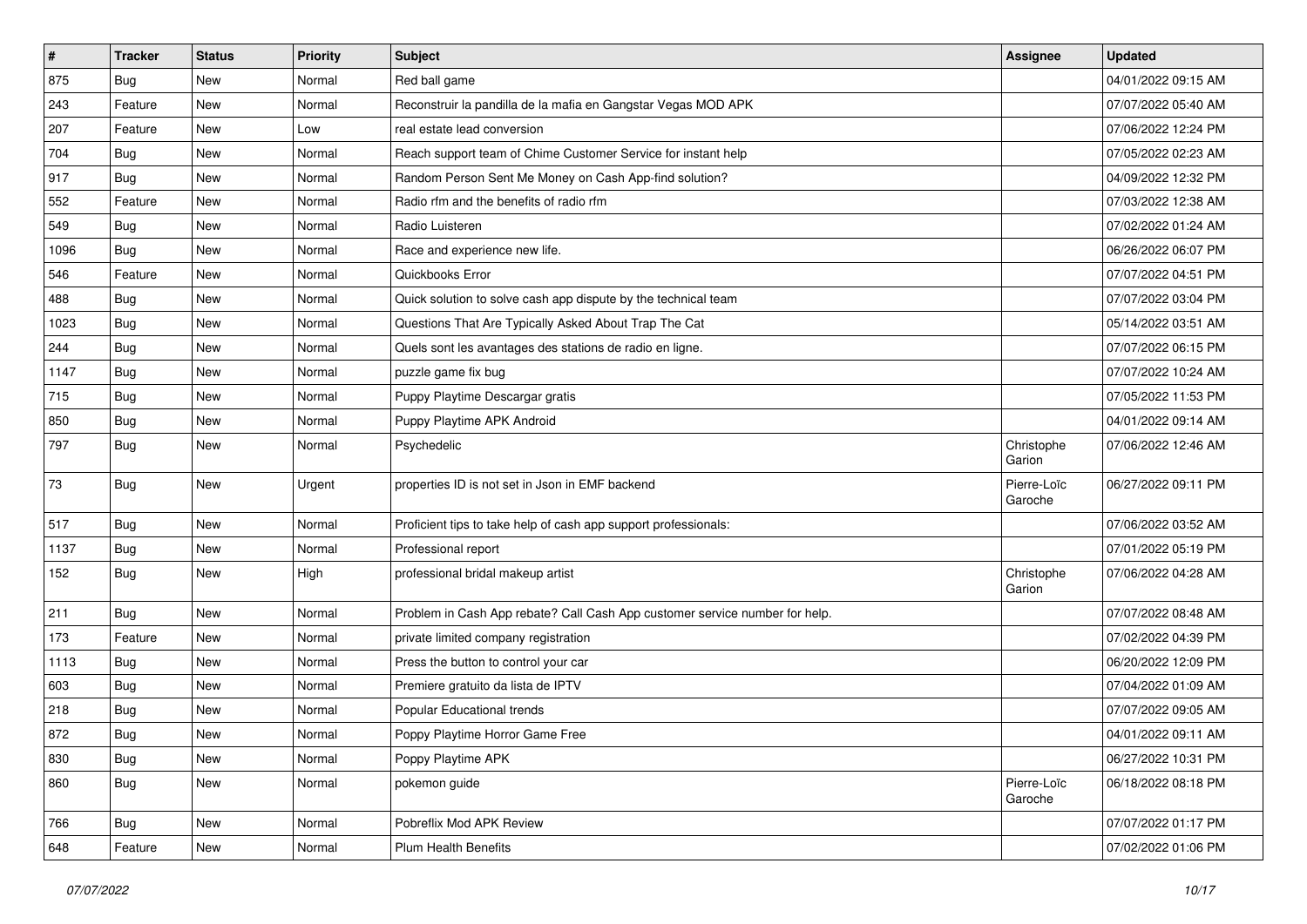| # | Tracker | Status | Priority | Subject | Assignee | Updated |
|---|---|---|---|---|---|---|
| 875 | Bug | New | Normal | Red ball game | | 04/01/2022 09:15 AM |
| 243 | Feature | New | Normal | Reconstruir la pandilla de la mafia en Gangstar Vegas MOD APK | | 07/07/2022 05:40 AM |
| 207 | Feature | New | Low | real estate lead conversion | | 07/06/2022 12:24 PM |
| 704 | Bug | New | Normal | Reach support team of Chime Customer Service for instant help | | 07/05/2022 02:23 AM |
| 917 | Bug | New | Normal | Random Person Sent Me Money on Cash App-find solution? | | 04/09/2022 12:32 PM |
| 552 | Feature | New | Normal | Radio rfm and the benefits of radio rfm | | 07/03/2022 12:38 AM |
| 549 | Bug | New | Normal | Radio Luisteren | | 07/02/2022 01:24 AM |
| 1096 | Bug | New | Normal | Race and experience new life. | | 06/26/2022 06:07 PM |
| 546 | Feature | New | Normal | Quickbooks Error | | 07/07/2022 04:51 PM |
| 488 | Bug | New | Normal | Quick solution to solve cash app dispute by the technical team | | 07/07/2022 03:04 PM |
| 1023 | Bug | New | Normal | Questions That Are Typically Asked About Trap The Cat | | 05/14/2022 03:51 AM |
| 244 | Bug | New | Normal | Quels sont les avantages des stations de radio en ligne. | | 07/07/2022 06:15 PM |
| 1147 | Bug | New | Normal | puzzle game fix bug | | 07/07/2022 10:24 AM |
| 715 | Bug | New | Normal | Puppy Playtime Descargar gratis | | 07/05/2022 11:53 PM |
| 850 | Bug | New | Normal | Puppy Playtime APK Android | | 04/01/2022 09:14 AM |
| 797 | Bug | New | Normal | Psychedelic | Christophe Garion | 07/06/2022 12:46 AM |
| 73 | Bug | New | Urgent | properties ID is not set in Json in EMF backend | Pierre-Loïc Garoche | 06/27/2022 09:11 PM |
| 517 | Bug | New | Normal | Proficient tips to take help of cash app support professionals: | | 07/06/2022 03:52 AM |
| 1137 | Bug | New | Normal | Professional report | | 07/01/2022 05:19 PM |
| 152 | Bug | New | High | professional bridal makeup artist | Christophe Garion | 07/06/2022 04:28 AM |
| 211 | Bug | New | Normal | Problem in Cash App rebate? Call Cash App customer service number for help. | | 07/07/2022 08:48 AM |
| 173 | Feature | New | Normal | private limited company registration | | 07/02/2022 04:39 PM |
| 1113 | Bug | New | Normal | Press the button to control your car | | 06/20/2022 12:09 PM |
| 603 | Bug | New | Normal | Premiere gratuito da lista de IPTV | | 07/04/2022 01:09 AM |
| 218 | Bug | New | Normal | Popular Educational trends | | 07/07/2022 09:05 AM |
| 872 | Bug | New | Normal | Poppy Playtime Horror Game Free | | 04/01/2022 09:11 AM |
| 830 | Bug | New | Normal | Poppy Playtime APK | | 06/27/2022 10:31 PM |
| 860 | Bug | New | Normal | pokemon guide | Pierre-Loïc Garoche | 06/18/2022 08:18 PM |
| 766 | Bug | New | Normal | Pobreflix Mod APK Review | | 07/07/2022 01:17 PM |
| 648 | Feature | New | Normal | Plum Health Benefits | | 07/02/2022 01:06 PM |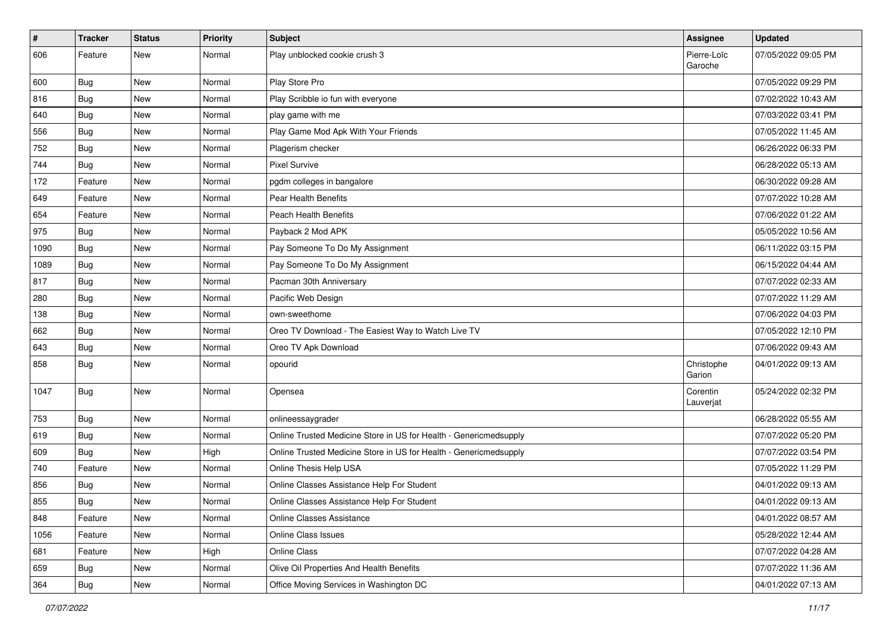| # | Tracker | Status | Priority | Subject | Assignee | Updated |
|---|---|---|---|---|---|---|
| 606 | Feature | New | Normal | Play unblocked cookie crush 3 | Pierre-Loïc Garoche | 07/05/2022 09:05 PM |
| 600 | Bug | New | Normal | Play Store Pro | | 07/05/2022 09:29 PM |
| 816 | Bug | New | Normal | Play Scribble io fun with everyone | | 07/02/2022 10:43 AM |
| 640 | Bug | New | Normal | play game with me | | 07/03/2022 03:41 PM |
| 556 | Bug | New | Normal | Play Game Mod Apk With Your Friends | | 07/05/2022 11:45 AM |
| 752 | Bug | New | Normal | Plagerism checker | | 06/26/2022 06:33 PM |
| 744 | Bug | New | Normal | Pixel Survive | | 06/28/2022 05:13 AM |
| 172 | Feature | New | Normal | pgdm colleges in bangalore | | 06/30/2022 09:28 AM |
| 649 | Feature | New | Normal | Pear Health Benefits | | 07/07/2022 10:28 AM |
| 654 | Feature | New | Normal | Peach Health Benefits | | 07/06/2022 01:22 AM |
| 975 | Bug | New | Normal | Payback 2 Mod APK | | 05/05/2022 10:56 AM |
| 1090 | Bug | New | Normal | Pay Someone To Do My Assignment | | 06/11/2022 03:15 PM |
| 1089 | Bug | New | Normal | Pay Someone To Do My Assignment | | 06/15/2022 04:44 AM |
| 817 | Bug | New | Normal | Pacman 30th Anniversary | | 07/07/2022 02:33 AM |
| 280 | Bug | New | Normal | Pacific Web Design | | 07/07/2022 11:29 AM |
| 138 | Bug | New | Normal | own-sweethome | | 07/06/2022 04:03 PM |
| 662 | Bug | New | Normal | Oreo TV Download - The Easiest Way to Watch Live TV | | 07/05/2022 12:10 PM |
| 643 | Bug | New | Normal | Oreo TV Apk Download | | 07/06/2022 09:43 AM |
| 858 | Bug | New | Normal | opourid | Christophe Garion | 04/01/2022 09:13 AM |
| 1047 | Bug | New | Normal | Opensea | Corentin Lauverjat | 05/24/2022 02:32 PM |
| 753 | Bug | New | Normal | onlineessaygrader | | 06/28/2022 05:55 AM |
| 619 | Bug | New | Normal | Online Trusted Medicine Store in US for Health - Genericmedsupply | | 07/07/2022 05:20 PM |
| 609 | Bug | New | High | Online Trusted Medicine Store in US for Health - Genericmedsupply | | 07/07/2022 03:54 PM |
| 740 | Feature | New | Normal | Online Thesis Help USA | | 07/05/2022 11:29 PM |
| 856 | Bug | New | Normal | Online Classes Assistance Help For Student | | 04/01/2022 09:13 AM |
| 855 | Bug | New | Normal | Online Classes Assistance Help For Student | | 04/01/2022 09:13 AM |
| 848 | Feature | New | Normal | Online Classes Assistance | | 04/01/2022 08:57 AM |
| 1056 | Feature | New | Normal | Online Class Issues | | 05/28/2022 12:44 AM |
| 681 | Feature | New | High | Online Class | | 07/07/2022 04:28 AM |
| 659 | Bug | New | Normal | Olive Oil Properties And Health Benefits | | 07/07/2022 11:36 AM |
| 364 | Bug | New | Normal | Office Moving Services in Washington DC | | 04/01/2022 07:13 AM |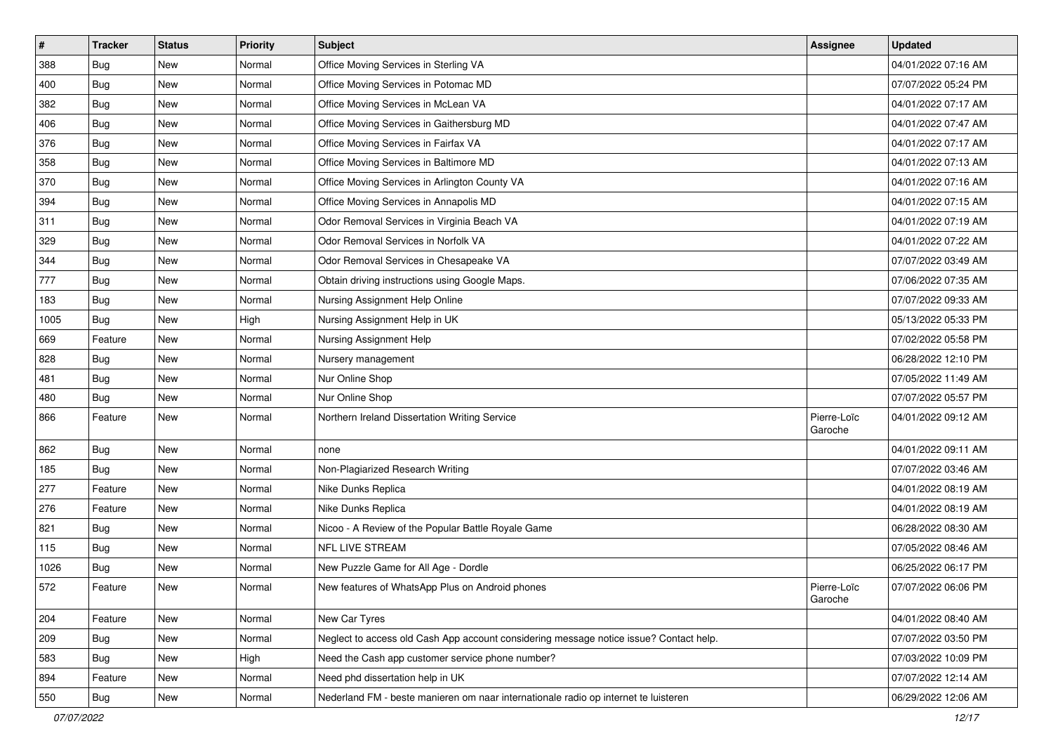| # | Tracker | Status | Priority | Subject | Assignee | Updated |
|---|---|---|---|---|---|---|
| 388 | Bug | New | Normal | Office Moving Services in Sterling VA | | 04/01/2022 07:16 AM |
| 400 | Bug | New | Normal | Office Moving Services in Potomac MD | | 07/07/2022 05:24 PM |
| 382 | Bug | New | Normal | Office Moving Services in McLean VA | | 04/01/2022 07:17 AM |
| 406 | Bug | New | Normal | Office Moving Services in Gaithersburg MD | | 04/01/2022 07:47 AM |
| 376 | Bug | New | Normal | Office Moving Services in Fairfax VA | | 04/01/2022 07:17 AM |
| 358 | Bug | New | Normal | Office Moving Services in Baltimore MD | | 04/01/2022 07:13 AM |
| 370 | Bug | New | Normal | Office Moving Services in Arlington County VA | | 04/01/2022 07:16 AM |
| 394 | Bug | New | Normal | Office Moving Services in Annapolis MD | | 04/01/2022 07:15 AM |
| 311 | Bug | New | Normal | Odor Removal Services in Virginia Beach VA | | 04/01/2022 07:19 AM |
| 329 | Bug | New | Normal | Odor Removal Services in Norfolk VA | | 04/01/2022 07:22 AM |
| 344 | Bug | New | Normal | Odor Removal Services in Chesapeake VA | | 07/07/2022 03:49 AM |
| 777 | Bug | New | Normal | Obtain driving instructions using Google Maps. | | 07/06/2022 07:35 AM |
| 183 | Bug | New | Normal | Nursing Assignment Help Online | | 07/07/2022 09:33 AM |
| 1005 | Bug | New | High | Nursing Assignment Help in UK | | 05/13/2022 05:33 PM |
| 669 | Feature | New | Normal | Nursing Assignment Help | | 07/02/2022 05:58 PM |
| 828 | Bug | New | Normal | Nursery management | | 06/28/2022 12:10 PM |
| 481 | Bug | New | Normal | Nur Online Shop | | 07/05/2022 11:49 AM |
| 480 | Bug | New | Normal | Nur Online Shop | | 07/07/2022 05:57 PM |
| 866 | Feature | New | Normal | Northern Ireland Dissertation Writing Service | Pierre-Loïc Garoche | 04/01/2022 09:12 AM |
| 862 | Bug | New | Normal | none | | 04/01/2022 09:11 AM |
| 185 | Bug | New | Normal | Non-Plagiarized Research Writing | | 07/07/2022 03:46 AM |
| 277 | Feature | New | Normal | Nike Dunks Replica | | 04/01/2022 08:19 AM |
| 276 | Feature | New | Normal | Nike Dunks Replica | | 04/01/2022 08:19 AM |
| 821 | Bug | New | Normal | Nicoo - A Review of the Popular Battle Royale Game | | 06/28/2022 08:30 AM |
| 115 | Bug | New | Normal | NFL LIVE STREAM | | 07/05/2022 08:46 AM |
| 1026 | Bug | New | Normal | New Puzzle Game for All Age - Dordle | | 06/25/2022 06:17 PM |
| 572 | Feature | New | Normal | New features of WhatsApp Plus on Android phones | Pierre-Loïc Garoche | 07/07/2022 06:06 PM |
| 204 | Feature | New | Normal | New Car Tyres | | 04/01/2022 08:40 AM |
| 209 | Bug | New | Normal | Neglect to access old Cash App account considering message notice issue? Contact help. | | 07/07/2022 03:50 PM |
| 583 | Bug | New | High | Need the Cash app customer service phone number? | | 07/03/2022 10:09 PM |
| 894 | Feature | New | Normal | Need phd dissertation help in UK | | 07/07/2022 12:14 AM |
| 550 | Bug | New | Normal | Nederland FM - beste manieren om naar internationale radio op internet te luisteren | | 06/29/2022 12:06 AM |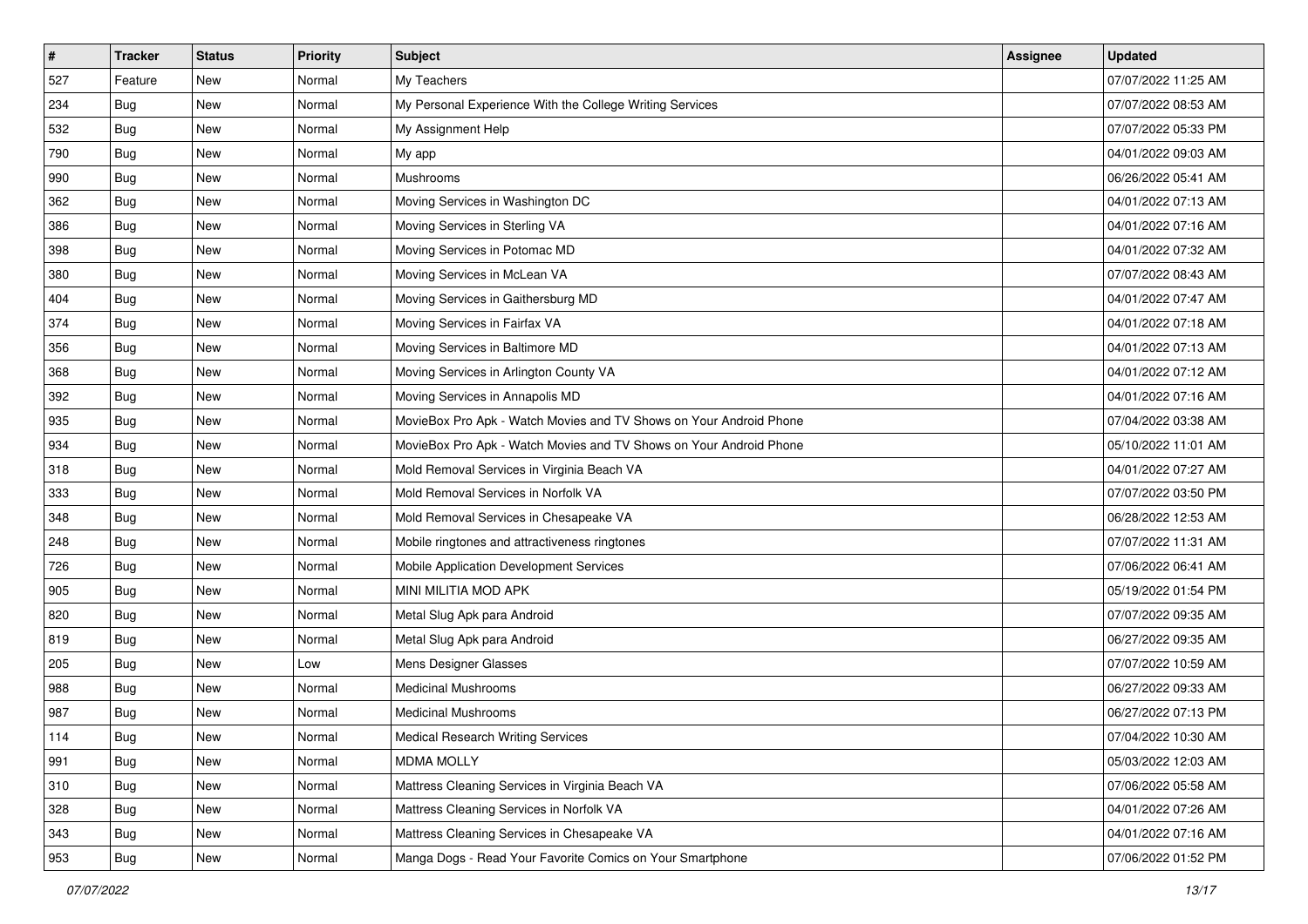| # | Tracker | Status | Priority | Subject | Assignee | Updated |
|---|---|---|---|---|---|---|
| 527 | Feature | New | Normal | My Teachers | | 07/07/2022 11:25 AM |
| 234 | Bug | New | Normal | My Personal Experience With the College Writing Services | | 07/07/2022 08:53 AM |
| 532 | Bug | New | Normal | My Assignment Help | | 07/07/2022 05:33 PM |
| 790 | Bug | New | Normal | My app | | 04/01/2022 09:03 AM |
| 990 | Bug | New | Normal | Mushrooms | | 06/26/2022 05:41 AM |
| 362 | Bug | New | Normal | Moving Services in Washington DC | | 04/01/2022 07:13 AM |
| 386 | Bug | New | Normal | Moving Services in Sterling VA | | 04/01/2022 07:16 AM |
| 398 | Bug | New | Normal | Moving Services in Potomac MD | | 04/01/2022 07:32 AM |
| 380 | Bug | New | Normal | Moving Services in McLean VA | | 07/07/2022 08:43 AM |
| 404 | Bug | New | Normal | Moving Services in Gaithersburg MD | | 04/01/2022 07:47 AM |
| 374 | Bug | New | Normal | Moving Services in Fairfax VA | | 04/01/2022 07:18 AM |
| 356 | Bug | New | Normal | Moving Services in Baltimore MD | | 04/01/2022 07:13 AM |
| 368 | Bug | New | Normal | Moving Services in Arlington County VA | | 04/01/2022 07:12 AM |
| 392 | Bug | New | Normal | Moving Services in Annapolis MD | | 04/01/2022 07:16 AM |
| 935 | Bug | New | Normal | MovieBox Pro Apk - Watch Movies and TV Shows on Your Android Phone | | 07/04/2022 03:38 AM |
| 934 | Bug | New | Normal | MovieBox Pro Apk - Watch Movies and TV Shows on Your Android Phone | | 05/10/2022 11:01 AM |
| 318 | Bug | New | Normal | Mold Removal Services in Virginia Beach VA | | 04/01/2022 07:27 AM |
| 333 | Bug | New | Normal | Mold Removal Services in Norfolk VA | | 07/07/2022 03:50 PM |
| 348 | Bug | New | Normal | Mold Removal Services in Chesapeake VA | | 06/28/2022 12:53 AM |
| 248 | Bug | New | Normal | Mobile ringtones and attractiveness ringtones | | 07/07/2022 11:31 AM |
| 726 | Bug | New | Normal | Mobile Application Development Services | | 07/06/2022 06:41 AM |
| 905 | Bug | New | Normal | MINI MILITIA MOD APK | | 05/19/2022 01:54 PM |
| 820 | Bug | New | Normal | Metal Slug Apk para Android | | 07/07/2022 09:35 AM |
| 819 | Bug | New | Normal | Metal Slug Apk para Android | | 06/27/2022 09:35 AM |
| 205 | Bug | New | Low | Mens Designer Glasses | | 07/07/2022 10:59 AM |
| 988 | Bug | New | Normal | Medicinal Mushrooms | | 06/27/2022 09:33 AM |
| 987 | Bug | New | Normal | Medicinal Mushrooms | | 06/27/2022 07:13 PM |
| 114 | Bug | New | Normal | Medical Research Writing Services | | 07/04/2022 10:30 AM |
| 991 | Bug | New | Normal | MDMA MOLLY | | 05/03/2022 12:03 AM |
| 310 | Bug | New | Normal | Mattress Cleaning Services in Virginia Beach VA | | 07/06/2022 05:58 AM |
| 328 | Bug | New | Normal | Mattress Cleaning Services in Norfolk VA | | 04/01/2022 07:26 AM |
| 343 | Bug | New | Normal | Mattress Cleaning Services in Chesapeake VA | | 04/01/2022 07:16 AM |
| 953 | Bug | New | Normal | Manga Dogs - Read Your Favorite Comics on Your Smartphone | | 07/06/2022 01:52 PM |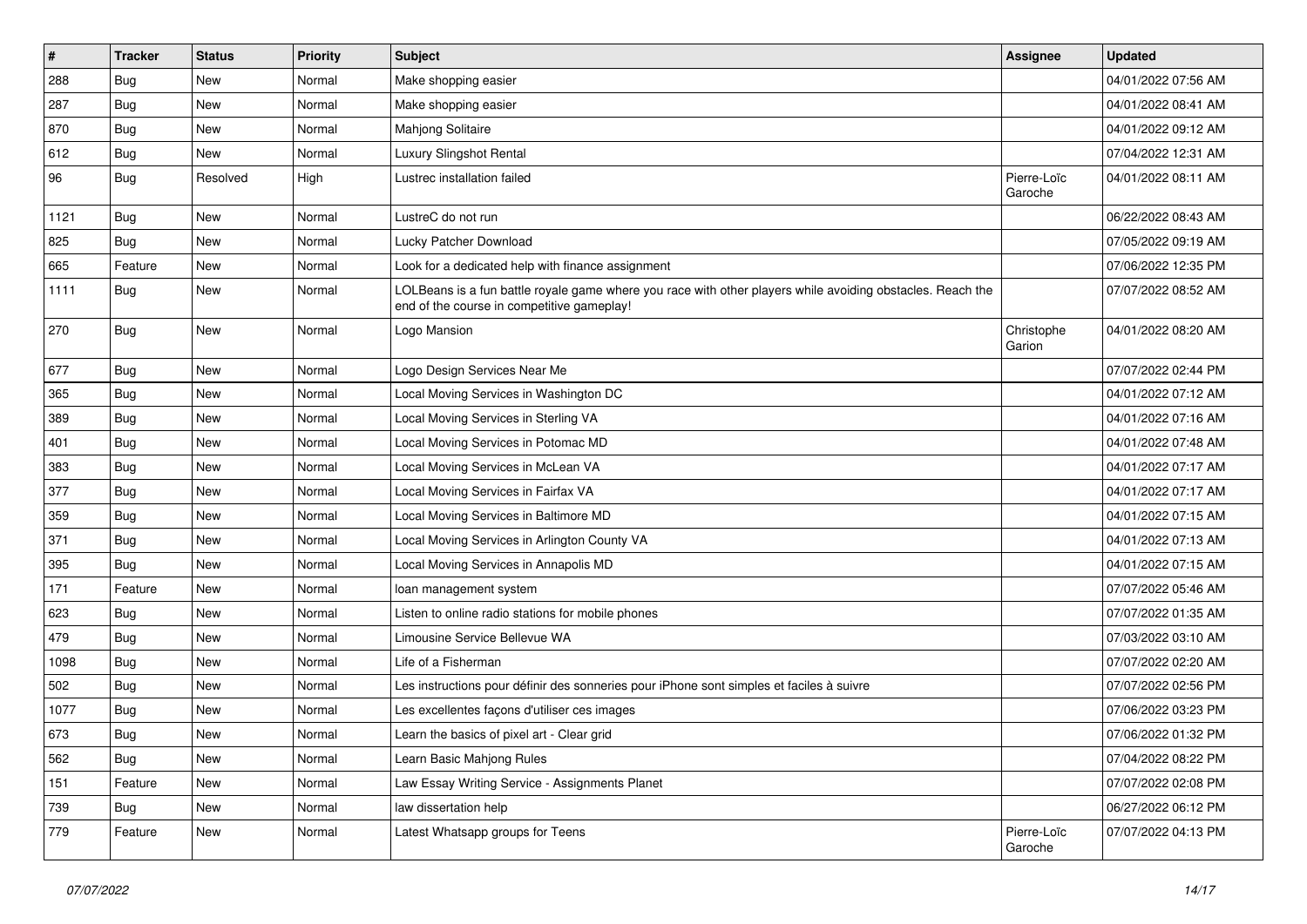| # | Tracker | Status | Priority | Subject | Assignee | Updated |
| --- | --- | --- | --- | --- | --- | --- |
| 288 | Bug | New | Normal | Make shopping easier | | 04/01/2022 07:56 AM |
| 287 | Bug | New | Normal | Make shopping easier | | 04/01/2022 08:41 AM |
| 870 | Bug | New | Normal | Mahjong Solitaire | | 04/01/2022 09:12 AM |
| 612 | Bug | New | Normal | Luxury Slingshot Rental | | 07/04/2022 12:31 AM |
| 96 | Bug | Resolved | High | Lustrec installation failed | Pierre-Loïc Garoche | 04/01/2022 08:11 AM |
| 1121 | Bug | New | Normal | LustreC do not run | | 06/22/2022 08:43 AM |
| 825 | Bug | New | Normal | Lucky Patcher Download | | 07/05/2022 09:19 AM |
| 665 | Feature | New | Normal | Look for a dedicated help with finance assignment | | 07/06/2022 12:35 PM |
| 1111 | Bug | New | Normal | LOLBeans is a fun battle royale game where you race with other players while avoiding obstacles. Reach the end of the course in competitive gameplay! | | 07/07/2022 08:52 AM |
| 270 | Bug | New | Normal | Logo Mansion | Christophe Garion | 04/01/2022 08:20 AM |
| 677 | Bug | New | Normal | Logo Design Services Near Me | | 07/07/2022 02:44 PM |
| 365 | Bug | New | Normal | Local Moving Services in Washington DC | | 04/01/2022 07:12 AM |
| 389 | Bug | New | Normal | Local Moving Services in Sterling VA | | 04/01/2022 07:16 AM |
| 401 | Bug | New | Normal | Local Moving Services in Potomac MD | | 04/01/2022 07:48 AM |
| 383 | Bug | New | Normal | Local Moving Services in McLean VA | | 04/01/2022 07:17 AM |
| 377 | Bug | New | Normal | Local Moving Services in Fairfax VA | | 04/01/2022 07:17 AM |
| 359 | Bug | New | Normal | Local Moving Services in Baltimore MD | | 04/01/2022 07:15 AM |
| 371 | Bug | New | Normal | Local Moving Services in Arlington County VA | | 04/01/2022 07:13 AM |
| 395 | Bug | New | Normal | Local Moving Services in Annapolis MD | | 04/01/2022 07:15 AM |
| 171 | Feature | New | Normal | loan management system | | 07/07/2022 05:46 AM |
| 623 | Bug | New | Normal | Listen to online radio stations for mobile phones | | 07/07/2022 01:35 AM |
| 479 | Bug | New | Normal | Limousine Service Bellevue WA | | 07/03/2022 03:10 AM |
| 1098 | Bug | New | Normal | Life of a Fisherman | | 07/07/2022 02:20 AM |
| 502 | Bug | New | Normal | Les instructions pour définir des sonneries pour iPhone sont simples et faciles à suivre | | 07/07/2022 02:56 PM |
| 1077 | Bug | New | Normal | Les excellentes façons d'utiliser ces images | | 07/06/2022 03:23 PM |
| 673 | Bug | New | Normal | Learn the basics of pixel art - Clear grid | | 07/06/2022 01:32 PM |
| 562 | Bug | New | Normal | Learn Basic Mahjong Rules | | 07/04/2022 08:22 PM |
| 151 | Feature | New | Normal | Law Essay Writing Service - Assignments Planet | | 07/07/2022 02:08 PM |
| 739 | Bug | New | Normal | law dissertation help | | 06/27/2022 06:12 PM |
| 779 | Feature | New | Normal | Latest Whatsapp groups for Teens | Pierre-Loïc Garoche | 07/07/2022 04:13 PM |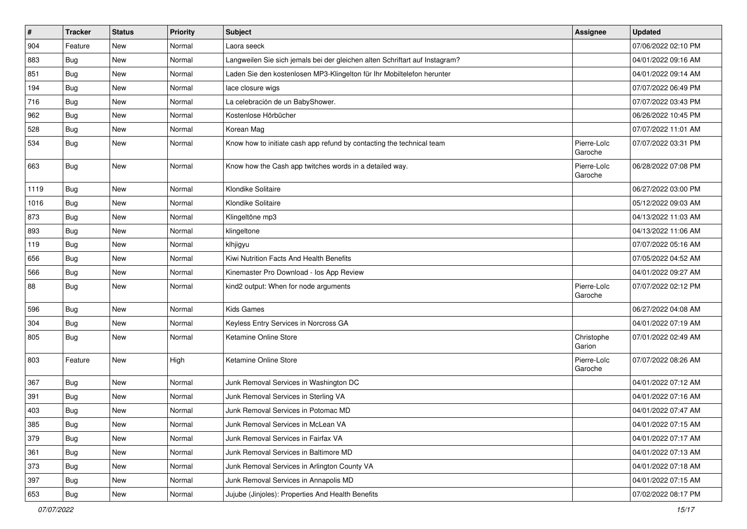| # | Tracker | Status | Priority | Subject | Assignee | Updated |
|---|---|---|---|---|---|---|
| 904 | Feature | New | Normal | Laora seeck | | 07/06/2022 02:10 PM |
| 883 | Bug | New | Normal | Langweilen Sie sich jemals bei der gleichen alten Schriftart auf Instagram? | | 04/01/2022 09:16 AM |
| 851 | Bug | New | Normal | Laden Sie den kostenlosen MP3-Klingelton für Ihr Mobiltelefon herunter | | 04/01/2022 09:14 AM |
| 194 | Bug | New | Normal | lace closure wigs | | 07/07/2022 06:49 PM |
| 716 | Bug | New | Normal | La celebración de un BabyShower. | | 07/07/2022 03:43 PM |
| 962 | Bug | New | Normal | Kostenlose Hörbücher | | 06/26/2022 10:45 PM |
| 528 | Bug | New | Normal | Korean Mag | | 07/07/2022 11:01 AM |
| 534 | Bug | New | Normal | Know how to initiate cash app refund by contacting the technical team | Pierre-Loïc Garoche | 07/07/2022 03:31 PM |
| 663 | Bug | New | Normal | Know how the Cash app twitches words in a detailed way. | Pierre-Loïc Garoche | 06/28/2022 07:08 PM |
| 1119 | Bug | New | Normal | Klondike Solitaire | | 06/27/2022 03:00 PM |
| 1016 | Bug | New | Normal | Klondike Solitaire | | 05/12/2022 09:03 AM |
| 873 | Bug | New | Normal | Klingeltöne mp3 | | 04/13/2022 11:03 AM |
| 893 | Bug | New | Normal | klingeltone | | 04/13/2022 11:06 AM |
| 119 | Bug | New | Normal | klhjigyu | | 07/07/2022 05:16 AM |
| 656 | Bug | New | Normal | Kiwi Nutrition Facts And Health Benefits | | 07/05/2022 04:52 AM |
| 566 | Bug | New | Normal | Kinemaster Pro Download - Ios App Review | | 04/01/2022 09:27 AM |
| 88 | Bug | New | Normal | kind2 output: When for node arguments | Pierre-Loïc Garoche | 07/07/2022 02:12 PM |
| 596 | Bug | New | Normal | Kids Games | | 06/27/2022 04:08 AM |
| 304 | Bug | New | Normal | Keyless Entry Services in Norcross GA | | 04/01/2022 07:19 AM |
| 805 | Bug | New | Normal | Ketamine Online Store | Christophe Garion | 07/01/2022 02:49 AM |
| 803 | Feature | New | High | Ketamine Online Store | Pierre-Loïc Garoche | 07/07/2022 08:26 AM |
| 367 | Bug | New | Normal | Junk Removal Services in Washington DC | | 04/01/2022 07:12 AM |
| 391 | Bug | New | Normal | Junk Removal Services in Sterling VA | | 04/01/2022 07:16 AM |
| 403 | Bug | New | Normal | Junk Removal Services in Potomac MD | | 04/01/2022 07:47 AM |
| 385 | Bug | New | Normal | Junk Removal Services in McLean VA | | 04/01/2022 07:15 AM |
| 379 | Bug | New | Normal | Junk Removal Services in Fairfax VA | | 04/01/2022 07:17 AM |
| 361 | Bug | New | Normal | Junk Removal Services in Baltimore MD | | 04/01/2022 07:13 AM |
| 373 | Bug | New | Normal | Junk Removal Services in Arlington County VA | | 04/01/2022 07:18 AM |
| 397 | Bug | New | Normal | Junk Removal Services in Annapolis MD | | 04/01/2022 07:15 AM |
| 653 | Bug | New | Normal | Jujube (Jinjoles): Properties And Health Benefits | | 07/02/2022 08:17 PM |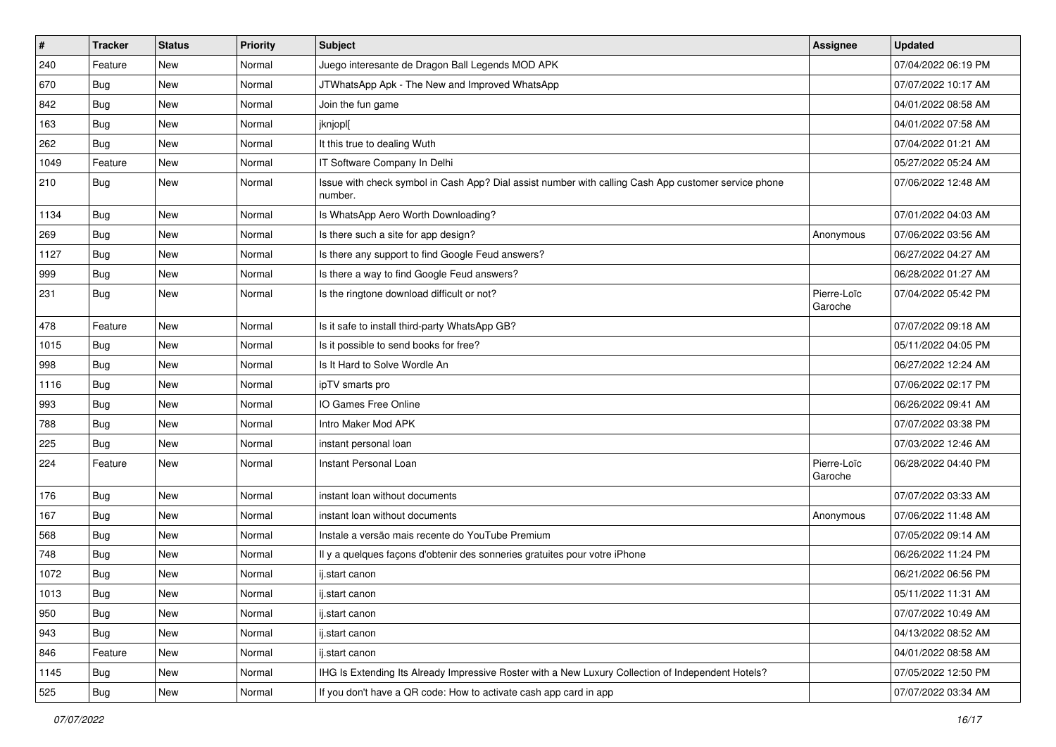| # | Tracker | Status | Priority | Subject | Assignee | Updated |
|---|---|---|---|---|---|---|
| 240 | Feature | New | Normal | Juego interesante de Dragon Ball Legends MOD APK | | 07/04/2022 06:19 PM |
| 670 | Bug | New | Normal | JTWhatsApp Apk - The New and Improved WhatsApp | | 07/07/2022 10:17 AM |
| 842 | Bug | New | Normal | Join the fun game | | 04/01/2022 08:58 AM |
| 163 | Bug | New | Normal | jknjopl[ | | 04/01/2022 07:58 AM |
| 262 | Bug | New | Normal | It this true to dealing Wuth | | 07/04/2022 01:21 AM |
| 1049 | Feature | New | Normal | IT Software Company In Delhi | | 05/27/2022 05:24 AM |
| 210 | Bug | New | Normal | Issue with check symbol in Cash App? Dial assist number with calling Cash App customer service phone number. | | 07/06/2022 12:48 AM |
| 1134 | Bug | New | Normal | Is WhatsApp Aero Worth Downloading? | | 07/01/2022 04:03 AM |
| 269 | Bug | New | Normal | Is there such a site for app design? | Anonymous | 07/06/2022 03:56 AM |
| 1127 | Bug | New | Normal | Is there any support to find Google Feud answers? | | 06/27/2022 04:27 AM |
| 999 | Bug | New | Normal | Is there a way to find Google Feud answers? | | 06/28/2022 01:27 AM |
| 231 | Bug | New | Normal | Is the ringtone download difficult or not? | Pierre-Loïc Garoche | 07/04/2022 05:42 PM |
| 478 | Feature | New | Normal | Is it safe to install third-party WhatsApp GB? | | 07/07/2022 09:18 AM |
| 1015 | Bug | New | Normal | Is it possible to send books for free? | | 05/11/2022 04:05 PM |
| 998 | Bug | New | Normal | Is It Hard to Solve Wordle An | | 06/27/2022 12:24 AM |
| 1116 | Bug | New | Normal | ipTV smarts pro | | 07/06/2022 02:17 PM |
| 993 | Bug | New | Normal | IO Games Free Online | | 06/26/2022 09:41 AM |
| 788 | Bug | New | Normal | Intro Maker Mod APK | | 07/07/2022 03:38 PM |
| 225 | Bug | New | Normal | instant personal loan | | 07/03/2022 12:46 AM |
| 224 | Feature | New | Normal | Instant Personal Loan | Pierre-Loïc Garoche | 06/28/2022 04:40 PM |
| 176 | Bug | New | Normal | instant loan without documents | | 07/07/2022 03:33 AM |
| 167 | Bug | New | Normal | instant loan without documents | Anonymous | 07/06/2022 11:48 AM |
| 568 | Bug | New | Normal | Instale a versão mais recente do YouTube Premium | | 07/05/2022 09:14 AM |
| 748 | Bug | New | Normal | Il y a quelques façons d'obtenir des sonneries gratuites pour votre iPhone | | 06/26/2022 11:24 PM |
| 1072 | Bug | New | Normal | ij.start canon | | 06/21/2022 06:56 PM |
| 1013 | Bug | New | Normal | ij.start canon | | 05/11/2022 11:31 AM |
| 950 | Bug | New | Normal | ij.start canon | | 07/07/2022 10:49 AM |
| 943 | Bug | New | Normal | ij.start canon | | 04/13/2022 08:52 AM |
| 846 | Feature | New | Normal | ij.start canon | | 04/01/2022 08:58 AM |
| 1145 | Bug | New | Normal | IHG Is Extending Its Already Impressive Roster with a New Luxury Collection of Independent Hotels? | | 07/05/2022 12:50 PM |
| 525 | Bug | New | Normal | If you don't have a QR code: How to activate cash app card in app | | 07/07/2022 03:34 AM |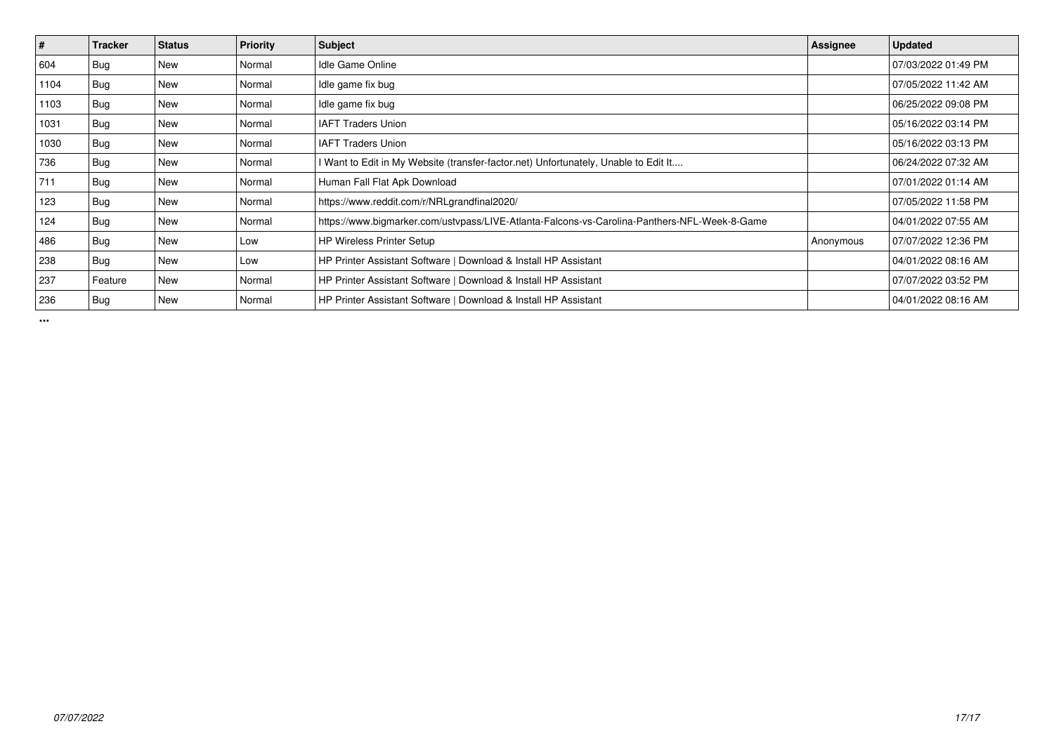| # | Tracker | Status | Priority | Subject | Assignee | Updated |
|---|---|---|---|---|---|---|
| 604 | Bug | New | Normal | Idle Game Online | | 07/03/2022 01:49 PM |
| 1104 | Bug | New | Normal | Idle game fix bug | | 07/05/2022 11:42 AM |
| 1103 | Bug | New | Normal | Idle game fix bug | | 06/25/2022 09:08 PM |
| 1031 | Bug | New | Normal | IAFT Traders Union | | 05/16/2022 03:14 PM |
| 1030 | Bug | New | Normal | IAFT Traders Union | | 05/16/2022 03:13 PM |
| 736 | Bug | New | Normal | I Want to Edit in My Website (transfer-factor.net) Unfortunately, Unable to Edit It.... | | 06/24/2022 07:32 AM |
| 711 | Bug | New | Normal | Human Fall Flat Apk Download | | 07/01/2022 01:14 AM |
| 123 | Bug | New | Normal | https://www.reddit.com/r/NRLgrandfinal2020/ | | 07/05/2022 11:58 PM |
| 124 | Bug | New | Normal | https://www.bigmarker.com/ustvpass/LIVE-Atlanta-Falcons-vs-Carolina-Panthers-NFL-Week-8-Game | | 04/01/2022 07:55 AM |
| 486 | Bug | New | Low | HP Wireless Printer Setup | Anonymous | 07/07/2022 12:36 PM |
| 238 | Bug | New | Low | HP Printer Assistant Software \| Download & Install HP Assistant | | 04/01/2022 08:16 AM |
| 237 | Feature | New | Normal | HP Printer Assistant Software \| Download & Install HP Assistant | | 07/07/2022 03:52 PM |
| 236 | Bug | New | Normal | HP Printer Assistant Software \| Download & Install HP Assistant | | 04/01/2022 08:16 AM |

...